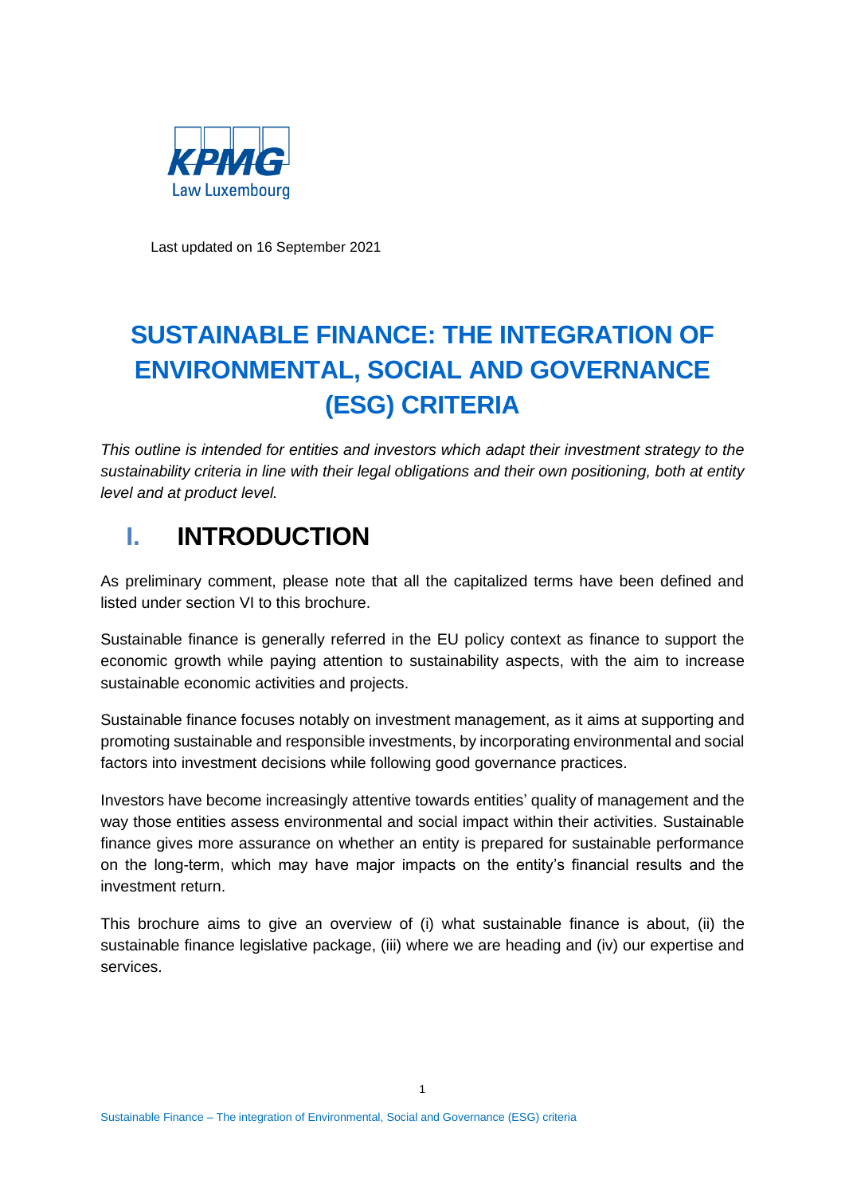KPMG Law Luxembourg

Last updated on 16 September 2021

# SUSTAINABLE FINANCE: THE INTEGRATION OF ENVIRONMENTAL, SOCIAL AND GOVERNANCE (ESG) CRITERIA

*This outline is intended for entities and investors which adapt their investment strategy to the sustainability criteria in line with their legal obligations and their own positioning, both at entity level and at product level.*

## I. INTRODUCTION

As preliminary comment, please note that all the capitalized terms have been defined and listed under section VI to this brochure.

Sustainable finance is generally referred in the EU policy context as finance to support the economic growth while paying attention to sustainability aspects, with the aim to increase sustainable economic activities and projects.

Sustainable finance focuses notably on investment management, as it aims at supporting and promoting sustainable and responsible investments, by incorporating environmental and social factors into investment decisions while following good governance practices.

Investors have become increasingly attentive towards entities' quality of management and the way those entities assess environmental and social impact within their activities. Sustainable finance gives more assurance on whether an entity is prepared for sustainable performance on the long-term, which may have major impacts on the entity's financial results and the investment return.

This brochure aims to give an overview of (i) what sustainable finance is about, (ii) the sustainable finance legislative package, (iii) where we are heading and (iv) our expertise and services.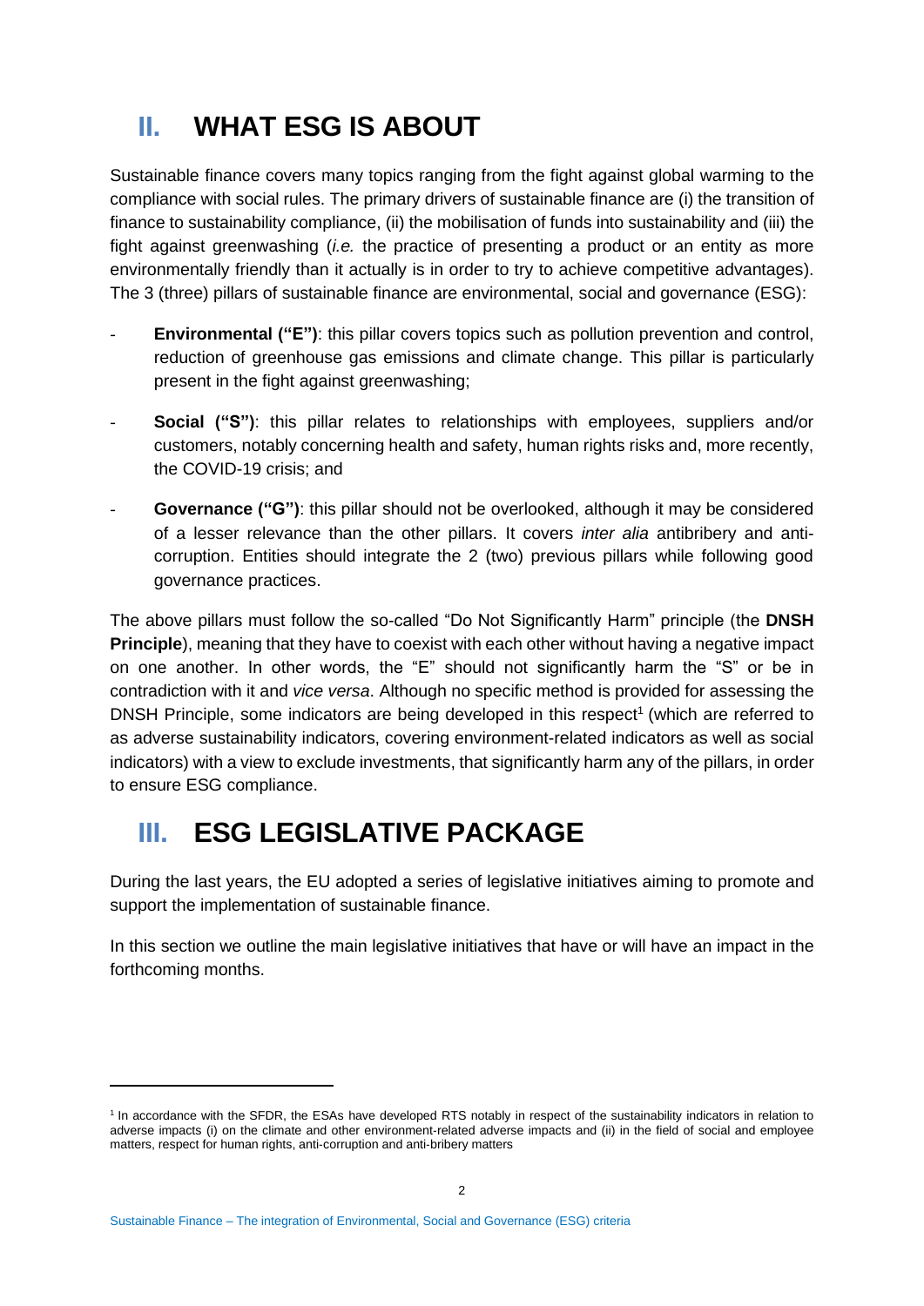# II. WHAT ESG IS ABOUT

Sustainable finance covers many topics ranging from the fight against global warming to the compliance with social rules. The primary drivers of sustainable finance are (i) the transition of finance to sustainability compliance, (ii) the mobilisation of funds into sustainability and (iii) the fight against greenwashing (*i.e.* the practice of presenting a product or an entity as more environmentally friendly than it actually is in order to try to achieve competitive advantages). The 3 (three) pillars of sustainable finance are environmental, social and governance (ESG):

- **Environmental ("E")**: this pillar covers topics such as pollution prevention and control, reduction of greenhouse gas emissions and climate change. This pillar is particularly present in the fight against greenwashing;
- **Social ("S")**: this pillar relates to relationships with employees, suppliers and/or customers, notably concerning health and safety, human rights risks and, more recently, the COVID-19 crisis; and
- **Governance ("G")**: this pillar should not be overlooked, although it may be considered of a lesser relevance than the other pillars. It covers *inter alia* antibribery and anti-corruption. Entities should integrate the 2 (two) previous pillars while following good governance practices.

The above pillars must follow the so-called "Do Not Significantly Harm" principle (the **DNSH Principle**), meaning that they have to coexist with each other without having a negative impact on one another. In other words, the "E" should not significantly harm the "S" or be in contradiction with it and *vice versa*. Although no specific method is provided for assessing the DNSH Principle, some indicators are being developed in this respect[1] (which are referred to as adverse sustainability indicators, covering environment-related indicators as well as social indicators) with a view to exclude investments, that significantly harm any of the pillars, in order to ensure ESG compliance.

# III. ESG LEGISLATIVE PACKAGE

During the last years, the EU adopted a series of legislative initiatives aiming to promote and support the implementation of sustainable finance.

In this section we outline the main legislative initiatives that have or will have an impact in the forthcoming months.

---

[1] In accordance with the SFDR, the ESAs have developed RTS notably in respect of the sustainability indicators in relation to adverse impacts (i) on the climate and other environment-related adverse impacts and (ii) in the field of social and employee matters, respect for human rights, anti-corruption and anti-bribery matters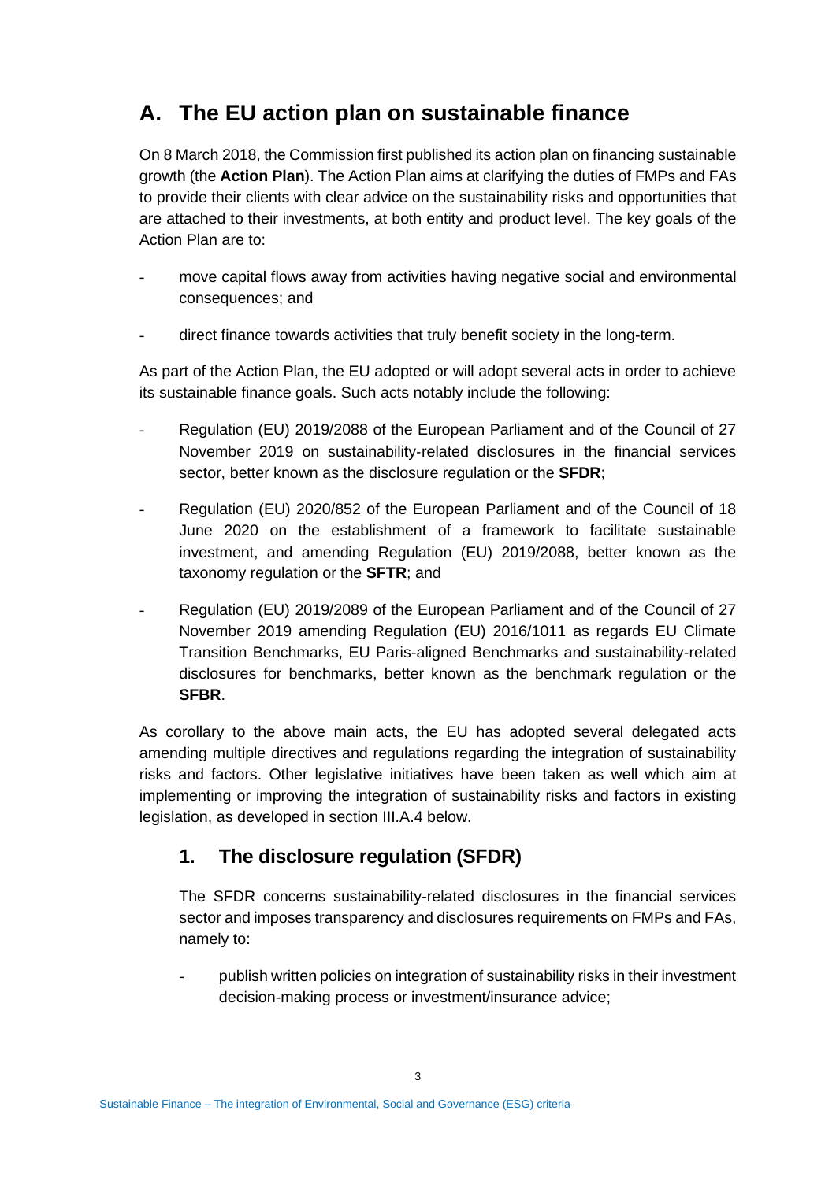## A. The EU action plan on sustainable finance

On 8 March 2018, the Commission first published its action plan on financing sustainable growth (the **Action Plan**). The Action Plan aims at clarifying the duties of FMPs and FAs to provide their clients with clear advice on the sustainability risks and opportunities that are attached to their investments, at both entity and product level. The key goals of the Action Plan are to:

- move capital flows away from activities having negative social and environmental consequences; and
- direct finance towards activities that truly benefit society in the long-term.

As part of the Action Plan, the EU adopted or will adopt several acts in order to achieve its sustainable finance goals. Such acts notably include the following:

- Regulation (EU) 2019/2088 of the European Parliament and of the Council of 27 November 2019 on sustainability-related disclosures in the financial services sector, better known as the disclosure regulation or the **SFDR**;
- Regulation (EU) 2020/852 of the European Parliament and of the Council of 18 June 2020 on the establishment of a framework to facilitate sustainable investment, and amending Regulation (EU) 2019/2088, better known as the taxonomy regulation or the **SFTR**; and
- Regulation (EU) 2019/2089 of the European Parliament and of the Council of 27 November 2019 amending Regulation (EU) 2016/1011 as regards EU Climate Transition Benchmarks, EU Paris-aligned Benchmarks and sustainability-related disclosures for benchmarks, better known as the benchmark regulation or the **SFBR**.

As corollary to the above main acts, the EU has adopted several delegated acts amending multiple directives and regulations regarding the integration of sustainability risks and factors. Other legislative initiatives have been taken as well which aim at implementing or improving the integration of sustainability risks and factors in existing legislation, as developed in section III.A.4 below.

### 1. The disclosure regulation (SFDR)

The SFDR concerns sustainability-related disclosures in the financial services sector and imposes transparency and disclosures requirements on FMPs and FAs, namely to:

- publish written policies on integration of sustainability risks in their investment decision-making process or investment/insurance advice;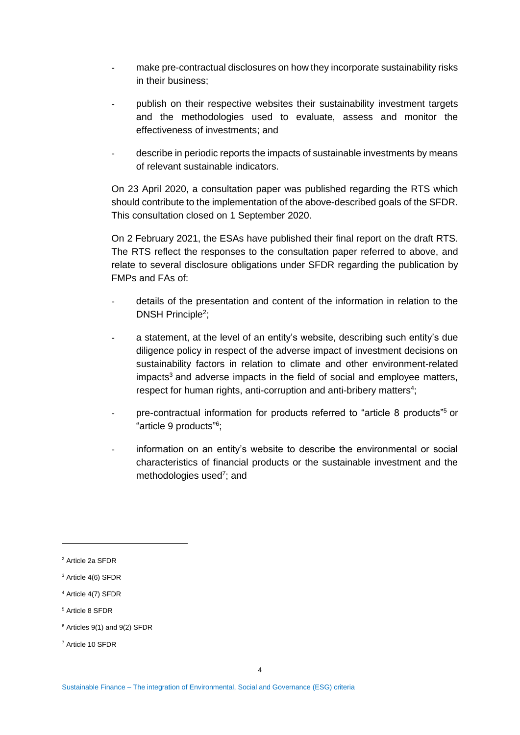- make pre-contractual disclosures on how they incorporate sustainability risks in their business;
- publish on their respective websites their sustainability investment targets and the methodologies used to evaluate, assess and monitor the effectiveness of investments; and
- describe in periodic reports the impacts of sustainable investments by means of relevant sustainable indicators.

On 23 April 2020, a consultation paper was published regarding the RTS which should contribute to the implementation of the above-described goals of the SFDR. This consultation closed on 1 September 2020.

On 2 February 2021, the ESAs have published their final report on the draft RTS. The RTS reflect the responses to the consultation paper referred to above, and relate to several disclosure obligations under SFDR regarding the publication by FMPs and FAs of:

- details of the presentation and content of the information in relation to the DNSH Principle[2];
- a statement, at the level of an entity's website, describing such entity's due diligence policy in respect of the adverse impact of investment decisions on sustainability factors in relation to climate and other environment-related impacts[3] and adverse impacts in the field of social and employee matters, respect for human rights, anti-corruption and anti-bribery matters[4];
- pre-contractual information for products referred to "article 8 products"[5] or "article 9 products"[6];
- information on an entity's website to describe the environmental or social characteristics of financial products or the sustainable investment and the methodologies used[7]; and

---

[2] Article 2a SFDR

[3] Article 4(6) SFDR

[4] Article 4(7) SFDR

[5] Article 8 SFDR

[6] Articles 9(1) and 9(2) SFDR

[7] Article 10 SFDR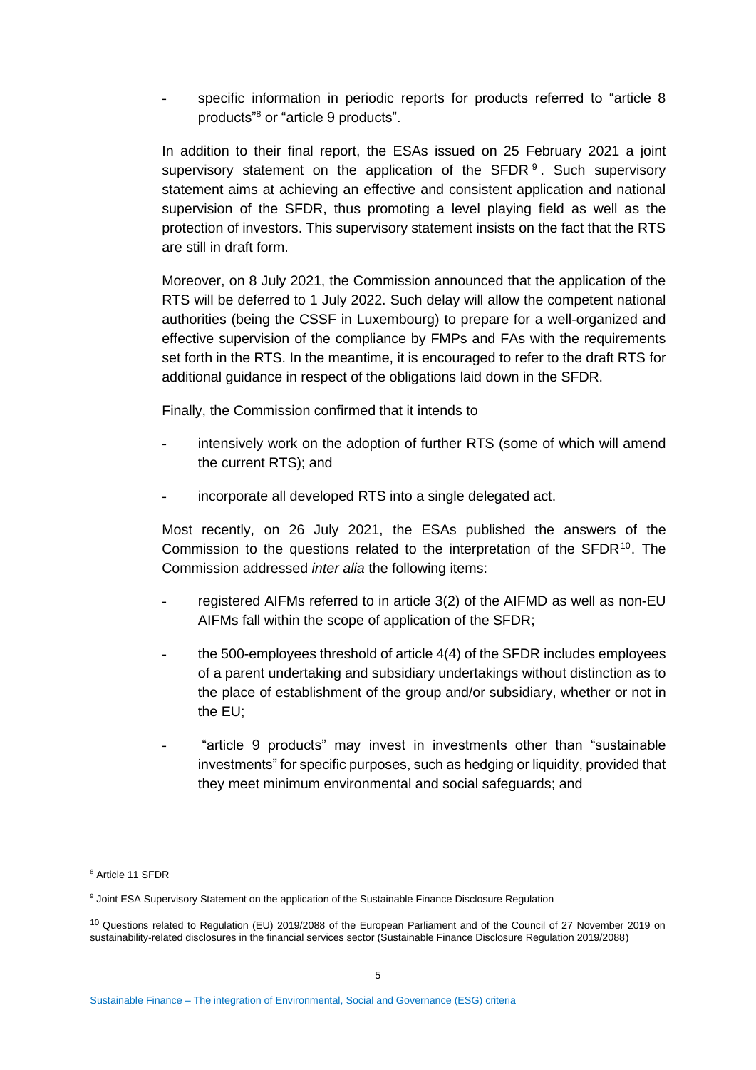- specific information in periodic reports for products referred to "article 8 products"[8] or "article 9 products".

In addition to their final report, the ESAs issued on 25 February 2021 a joint supervisory statement on the application of the SFDR[9]. Such supervisory statement aims at achieving an effective and consistent application and national supervision of the SFDR, thus promoting a level playing field as well as the protection of investors. This supervisory statement insists on the fact that the RTS are still in draft form.

Moreover, on 8 July 2021, the Commission announced that the application of the RTS will be deferred to 1 July 2022. Such delay will allow the competent national authorities (being the CSSF in Luxembourg) to prepare for a well-organized and effective supervision of the compliance by FMPs and FAs with the requirements set forth in the RTS. In the meantime, it is encouraged to refer to the draft RTS for additional guidance in respect of the obligations laid down in the SFDR.

Finally, the Commission confirmed that it intends to

- intensively work on the adoption of further RTS (some of which will amend the current RTS); and
- incorporate all developed RTS into a single delegated act.

Most recently, on 26 July 2021, the ESAs published the answers of the Commission to the questions related to the interpretation of the SFDR[10]. The Commission addressed *inter alia* the following items:

- registered AIFMs referred to in article 3(2) of the AIFMD as well as non-EU AIFMs fall within the scope of application of the SFDR;
- the 500-employees threshold of article 4(4) of the SFDR includes employees of a parent undertaking and subsidiary undertakings without distinction as to the place of establishment of the group and/or subsidiary, whether or not in the EU;
- "article 9 products" may invest in investments other than "sustainable investments" for specific purposes, such as hedging or liquidity, provided that they meet minimum environmental and social safeguards; and

---

[8] Article 11 SFDR

[9] Joint ESA Supervisory Statement on the application of the Sustainable Finance Disclosure Regulation

[10] Questions related to Regulation (EU) 2019/2088 of the European Parliament and of the Council of 27 November 2019 on sustainability-related disclosures in the financial services sector (Sustainable Finance Disclosure Regulation 2019/2088)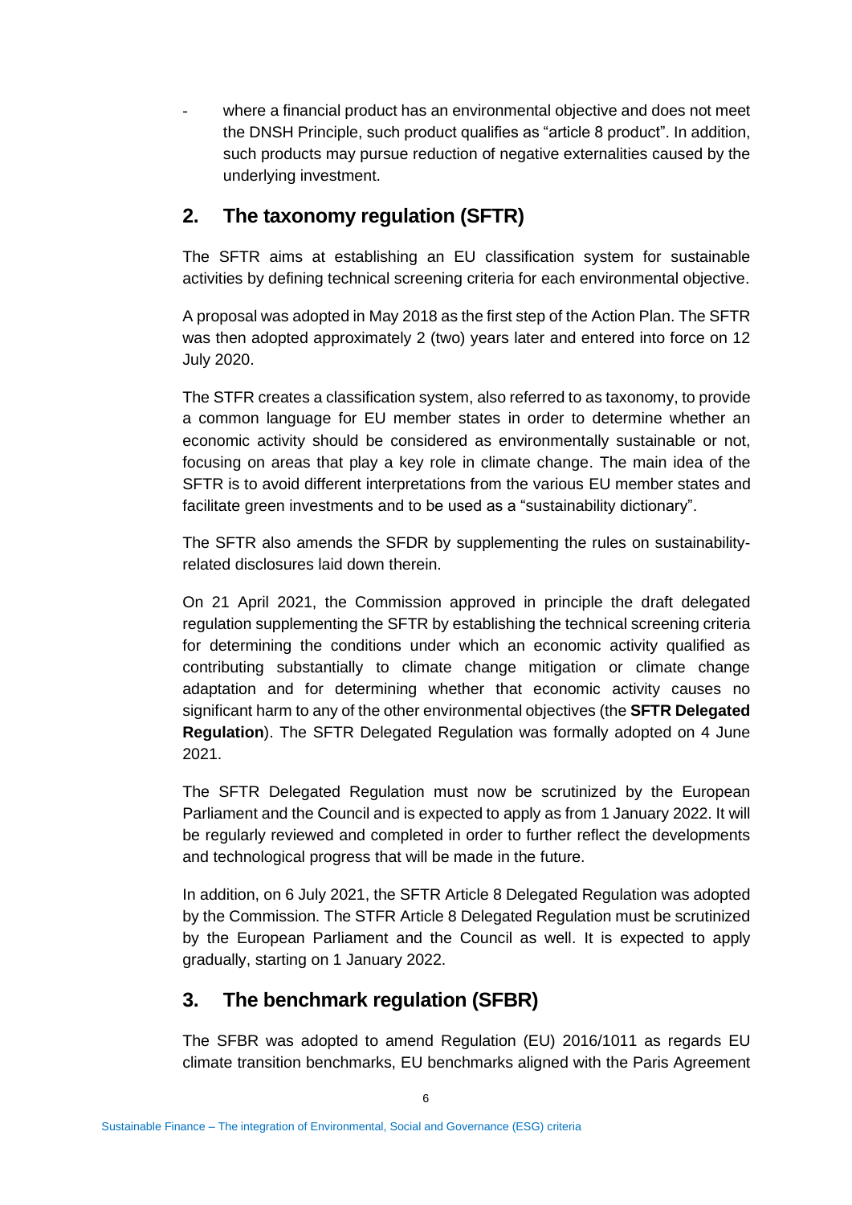- where a financial product has an environmental objective and does not meet the DNSH Principle, such product qualifies as "article 8 product". In addition, such products may pursue reduction of negative externalities caused by the underlying investment.

## 2. The taxonomy regulation (SFTR)

The SFTR aims at establishing an EU classification system for sustainable activities by defining technical screening criteria for each environmental objective.

A proposal was adopted in May 2018 as the first step of the Action Plan. The SFTR was then adopted approximately 2 (two) years later and entered into force on 12 July 2020.

The STFR creates a classification system, also referred to as taxonomy, to provide a common language for EU member states in order to determine whether an economic activity should be considered as environmentally sustainable or not, focusing on areas that play a key role in climate change. The main idea of the SFTR is to avoid different interpretations from the various EU member states and facilitate green investments and to be used as a "sustainability dictionary".

The SFTR also amends the SFDR by supplementing the rules on sustainability-related disclosures laid down therein.

On 21 April 2021, the Commission approved in principle the draft delegated regulation supplementing the SFTR by establishing the technical screening criteria for determining the conditions under which an economic activity qualified as contributing substantially to climate change mitigation or climate change adaptation and for determining whether that economic activity causes no significant harm to any of the other environmental objectives (the **SFTR Delegated Regulation**). The SFTR Delegated Regulation was formally adopted on 4 June 2021.

The SFTR Delegated Regulation must now be scrutinized by the European Parliament and the Council and is expected to apply as from 1 January 2022. It will be regularly reviewed and completed in order to further reflect the developments and technological progress that will be made in the future.

In addition, on 6 July 2021, the SFTR Article 8 Delegated Regulation was adopted by the Commission. The STFR Article 8 Delegated Regulation must be scrutinized by the European Parliament and the Council as well. It is expected to apply gradually, starting on 1 January 2022.

## 3. The benchmark regulation (SFBR)

The SFBR was adopted to amend Regulation (EU) 2016/1011 as regards EU climate transition benchmarks, EU benchmarks aligned with the Paris Agreement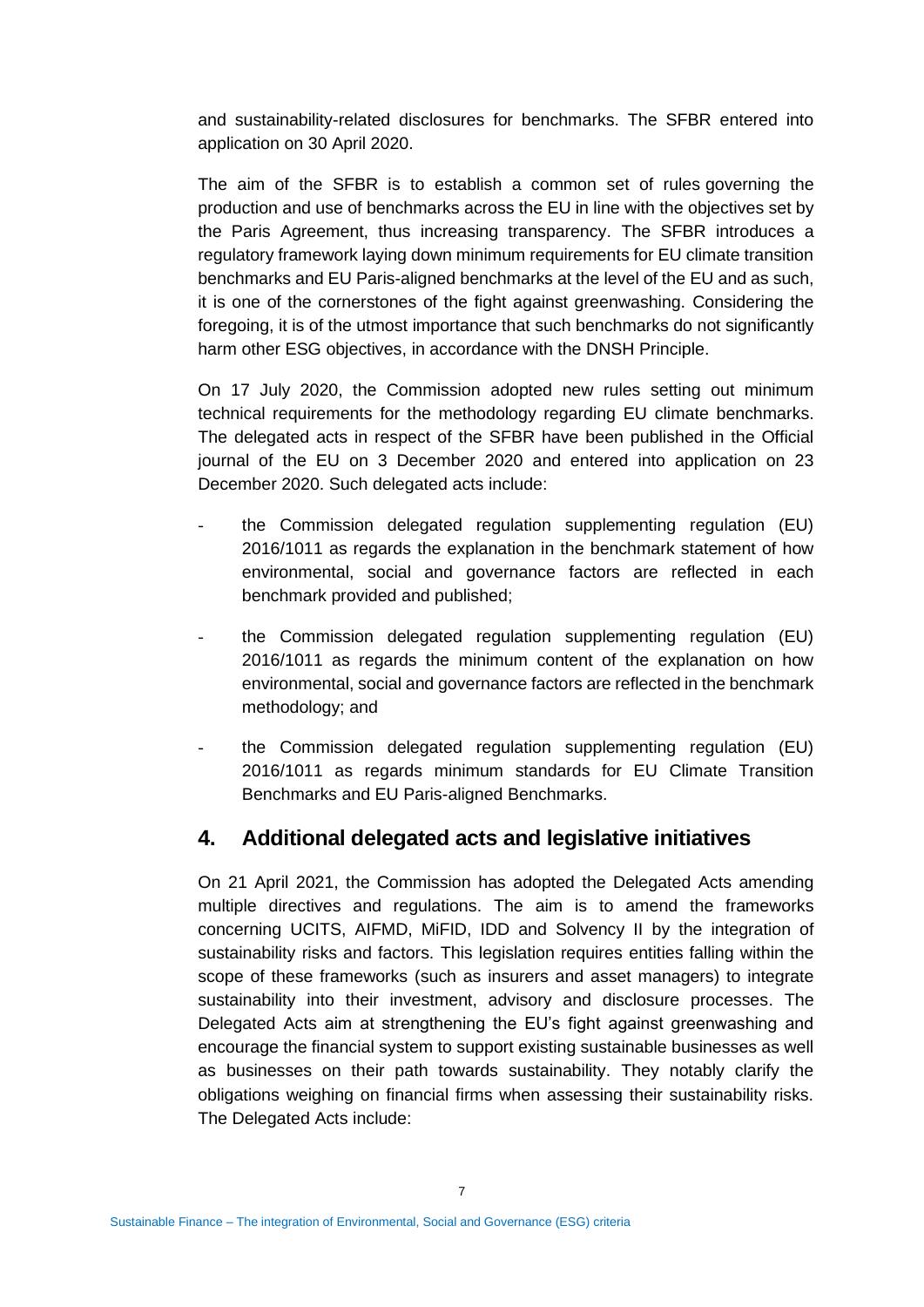and sustainability-related disclosures for benchmarks. The SFBR entered into application on 30 April 2020.

The aim of the SFBR is to establish a common set of rules governing the production and use of benchmarks across the EU in line with the objectives set by the Paris Agreement, thus increasing transparency. The SFBR introduces a regulatory framework laying down minimum requirements for EU climate transition benchmarks and EU Paris-aligned benchmarks at the level of the EU and as such, it is one of the cornerstones of the fight against greenwashing. Considering the foregoing, it is of the utmost importance that such benchmarks do not significantly harm other ESG objectives, in accordance with the DNSH Principle.

On 17 July 2020, the Commission adopted new rules setting out minimum technical requirements for the methodology regarding EU climate benchmarks. The delegated acts in respect of the SFBR have been published in the Official journal of the EU on 3 December 2020 and entered into application on 23 December 2020. Such delegated acts include:

- the Commission delegated regulation supplementing regulation (EU) 2016/1011 as regards the explanation in the benchmark statement of how environmental, social and governance factors are reflected in each benchmark provided and published;
- the Commission delegated regulation supplementing regulation (EU) 2016/1011 as regards the minimum content of the explanation on how environmental, social and governance factors are reflected in the benchmark methodology; and
- the Commission delegated regulation supplementing regulation (EU) 2016/1011 as regards minimum standards for EU Climate Transition Benchmarks and EU Paris-aligned Benchmarks.

## 4. Additional delegated acts and legislative initiatives

On 21 April 2021, the Commission has adopted the Delegated Acts amending multiple directives and regulations. The aim is to amend the frameworks concerning UCITS, AIFMD, MiFID, IDD and Solvency II by the integration of sustainability risks and factors. This legislation requires entities falling within the scope of these frameworks (such as insurers and asset managers) to integrate sustainability into their investment, advisory and disclosure processes. The Delegated Acts aim at strengthening the EU's fight against greenwashing and encourage the financial system to support existing sustainable businesses as well as businesses on their path towards sustainability. They notably clarify the obligations weighing on financial firms when assessing their sustainability risks. The Delegated Acts include: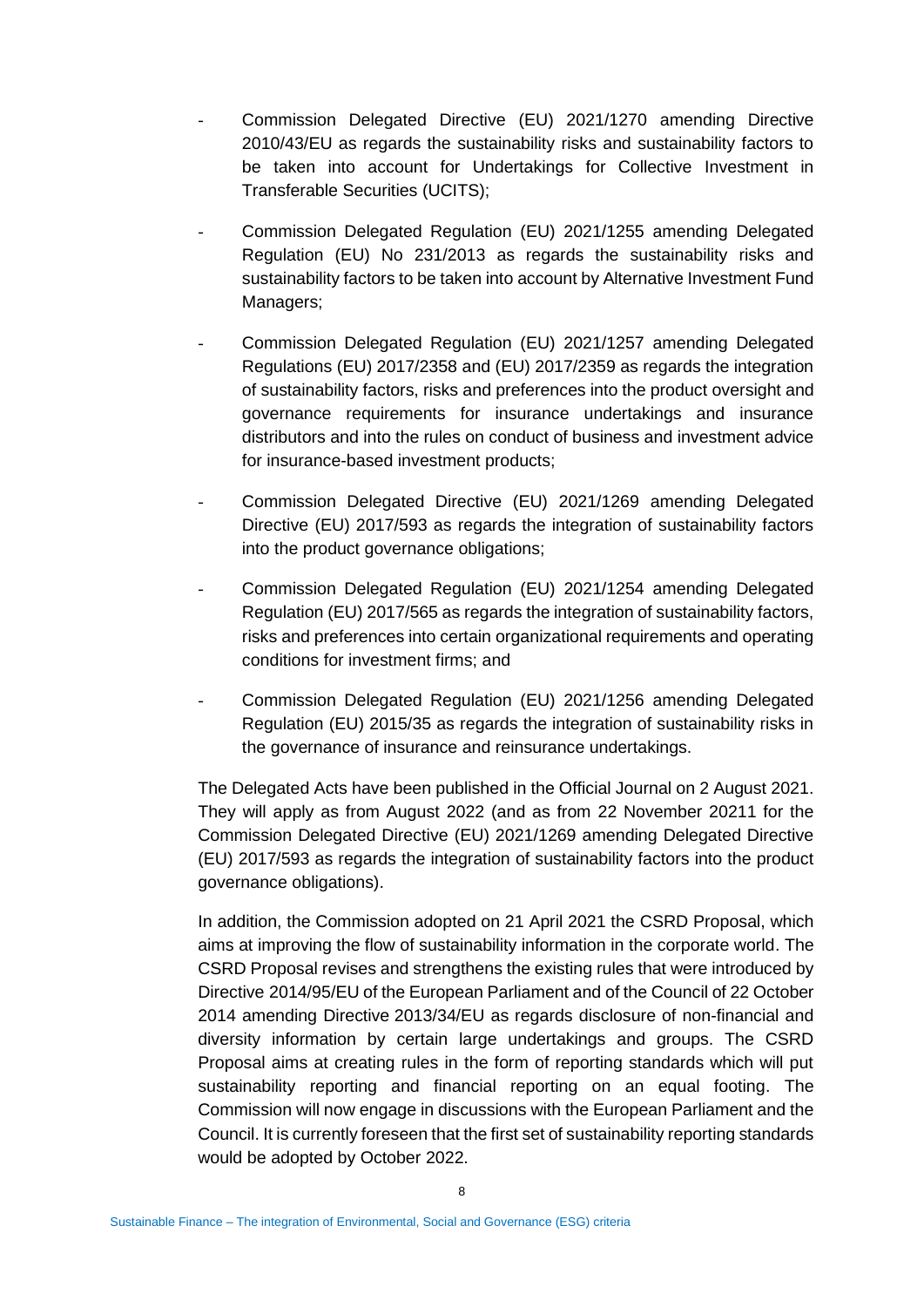- Commission Delegated Directive (EU) 2021/1270 amending Directive 2010/43/EU as regards the sustainability risks and sustainability factors to be taken into account for Undertakings for Collective Investment in Transferable Securities (UCITS);
- Commission Delegated Regulation (EU) 2021/1255 amending Delegated Regulation (EU) No 231/2013 as regards the sustainability risks and sustainability factors to be taken into account by Alternative Investment Fund Managers;
- Commission Delegated Regulation (EU) 2021/1257 amending Delegated Regulations (EU) 2017/2358 and (EU) 2017/2359 as regards the integration of sustainability factors, risks and preferences into the product oversight and governance requirements for insurance undertakings and insurance distributors and into the rules on conduct of business and investment advice for insurance-based investment products;
- Commission Delegated Directive (EU) 2021/1269 amending Delegated Directive (EU) 2017/593 as regards the integration of sustainability factors into the product governance obligations;
- Commission Delegated Regulation (EU) 2021/1254 amending Delegated Regulation (EU) 2017/565 as regards the integration of sustainability factors, risks and preferences into certain organizational requirements and operating conditions for investment firms; and
- Commission Delegated Regulation (EU) 2021/1256 amending Delegated Regulation (EU) 2015/35 as regards the integration of sustainability risks in the governance of insurance and reinsurance undertakings.

The Delegated Acts have been published in the Official Journal on 2 August 2021. They will apply as from August 2022 (and as from 22 November 20211 for the Commission Delegated Directive (EU) 2021/1269 amending Delegated Directive (EU) 2017/593 as regards the integration of sustainability factors into the product governance obligations).

In addition, the Commission adopted on 21 April 2021 the CSRD Proposal, which aims at improving the flow of sustainability information in the corporate world. The CSRD Proposal revises and strengthens the existing rules that were introduced by Directive 2014/95/EU of the European Parliament and of the Council of 22 October 2014 amending Directive 2013/34/EU as regards disclosure of non-financial and diversity information by certain large undertakings and groups. The CSRD Proposal aims at creating rules in the form of reporting standards which will put sustainability reporting and financial reporting on an equal footing. The Commission will now engage in discussions with the European Parliament and the Council. It is currently foreseen that the first set of sustainability reporting standards would be adopted by October 2022.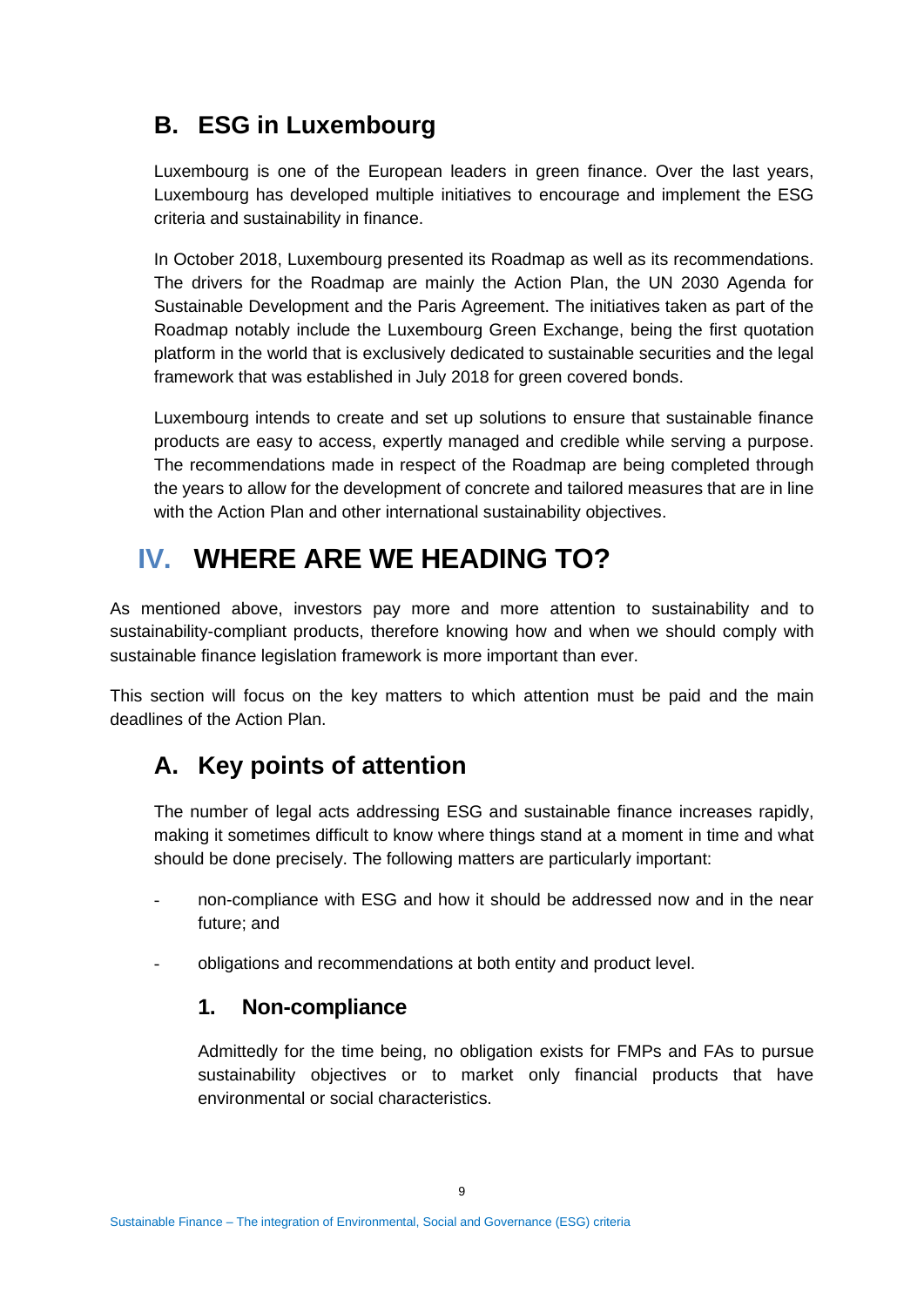## B. ESG in Luxembourg

Luxembourg is one of the European leaders in green finance. Over the last years, Luxembourg has developed multiple initiatives to encourage and implement the ESG criteria and sustainability in finance.

In October 2018, Luxembourg presented its Roadmap as well as its recommendations. The drivers for the Roadmap are mainly the Action Plan, the UN 2030 Agenda for Sustainable Development and the Paris Agreement. The initiatives taken as part of the Roadmap notably include the Luxembourg Green Exchange, being the first quotation platform in the world that is exclusively dedicated to sustainable securities and the legal framework that was established in July 2018 for green covered bonds.

Luxembourg intends to create and set up solutions to ensure that sustainable finance products are easy to access, expertly managed and credible while serving a purpose. The recommendations made in respect of the Roadmap are being completed through the years to allow for the development of concrete and tailored measures that are in line with the Action Plan and other international sustainability objectives.

# IV. WHERE ARE WE HEADING TO?

As mentioned above, investors pay more and more attention to sustainability and to sustainability-compliant products, therefore knowing how and when we should comply with sustainable finance legislation framework is more important than ever.

This section will focus on the key matters to which attention must be paid and the main deadlines of the Action Plan.

## A. Key points of attention

The number of legal acts addressing ESG and sustainable finance increases rapidly, making it sometimes difficult to know where things stand at a moment in time and what should be done precisely. The following matters are particularly important:

- non-compliance with ESG and how it should be addressed now and in the near future; and
- obligations and recommendations at both entity and product level.

### 1. Non-compliance

Admittedly for the time being, no obligation exists for FMPs and FAs to pursue sustainability objectives or to market only financial products that have environmental or social characteristics.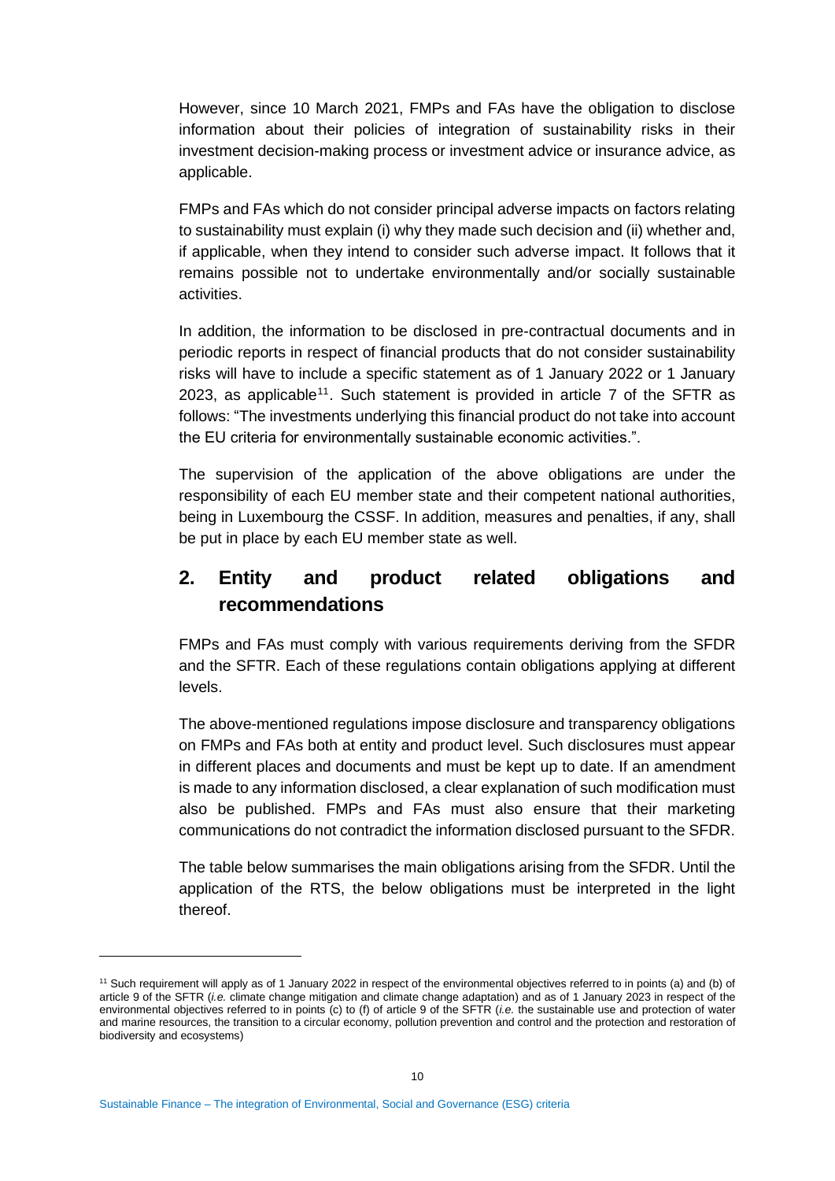However, since 10 March 2021, FMPs and FAs have the obligation to disclose information about their policies of integration of sustainability risks in their investment decision-making process or investment advice or insurance advice, as applicable.

FMPs and FAs which do not consider principal adverse impacts on factors relating to sustainability must explain (i) why they made such decision and (ii) whether and, if applicable, when they intend to consider such adverse impact. It follows that it remains possible not to undertake environmentally and/or socially sustainable activities.

In addition, the information to be disclosed in pre-contractual documents and in periodic reports in respect of financial products that do not consider sustainability risks will have to include a specific statement as of 1 January 2022 or 1 January 2023, as applicable[11]. Such statement is provided in article 7 of the SFTR as follows: "The investments underlying this financial product do not take into account the EU criteria for environmentally sustainable economic activities.".

The supervision of the application of the above obligations are under the responsibility of each EU member state and their competent national authorities, being in Luxembourg the CSSF. In addition, measures and penalties, if any, shall be put in place by each EU member state as well.

## 2. Entity and product related obligations and recommendations

FMPs and FAs must comply with various requirements deriving from the SFDR and the SFTR. Each of these regulations contain obligations applying at different levels.

The above-mentioned regulations impose disclosure and transparency obligations on FMPs and FAs both at entity and product level. Such disclosures must appear in different places and documents and must be kept up to date. If an amendment is made to any information disclosed, a clear explanation of such modification must also be published. FMPs and FAs must also ensure that their marketing communications do not contradict the information disclosed pursuant to the SFDR.

The table below summarises the main obligations arising from the SFDR. Until the application of the RTS, the below obligations must be interpreted in the light thereof.

[11] Such requirement will apply as of 1 January 2022 in respect of the environmental objectives referred to in points (a) and (b) of article 9 of the SFTR (*i.e.* climate change mitigation and climate change adaptation) and as of 1 January 2023 in respect of the environmental objectives referred to in points (c) to (f) of article 9 of the SFTR (*i.e.* the sustainable use and protection of water and marine resources, the transition to a circular economy, pollution prevention and control and the protection and restoration of biodiversity and ecosystems)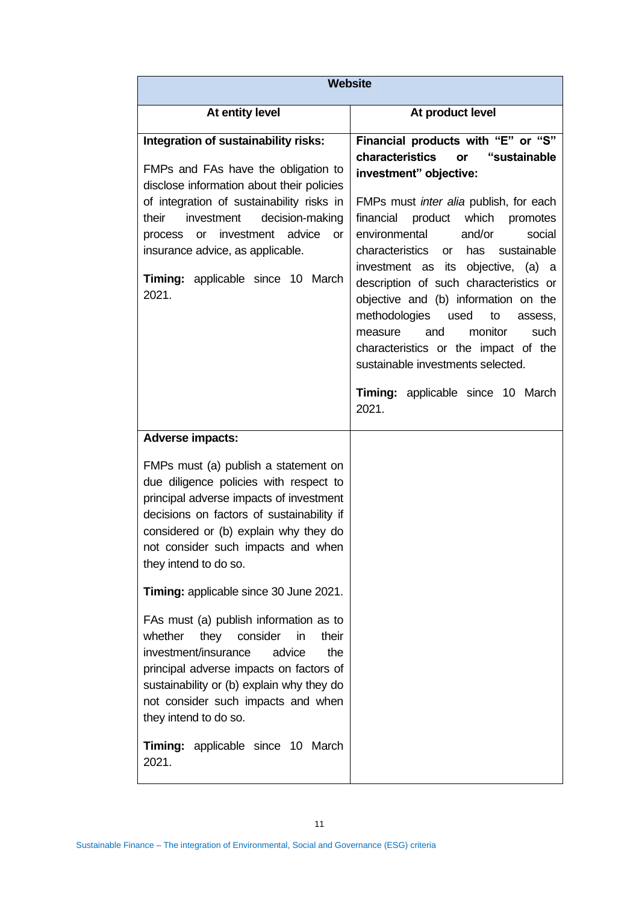| Website | |
| --- | --- |
| **At entity level** | **At product level** |
| **Integration of sustainability risks:**<br><br>FMPs and FAs have the obligation to disclose information about their policies of integration of sustainability risks in their investment decision-making process or investment advice or insurance advice, as applicable.<br><br>**Timing:** applicable since 10 March 2021. | **Financial products with "E" or "S" characteristics or "sustainable investment" objective:**<br><br>FMPs must *inter alia* publish, for each financial product which promotes environmental and/or social characteristics or has sustainable investment as its objective, (a) a description of such characteristics or objective and (b) information on the methodologies used to assess, measure and monitor such characteristics or the impact of the sustainable investments selected.<br><br>**Timing:** applicable since 10 March 2021. |
| **Adverse impacts:**<br><br>FMPs must (a) publish a statement on due diligence policies with respect to principal adverse impacts of investment decisions on factors of sustainability if considered or (b) explain why they do not consider such impacts and when they intend to do so.<br><br>**Timing:** applicable since 30 June 2021.<br><br>FAs must (a) publish information as to whether they consider in their investment/insurance advice the principal adverse impacts on factors of sustainability or (b) explain why they do not consider such impacts and when they intend to do so.<br><br>**Timing:** applicable since 10 March 2021. | |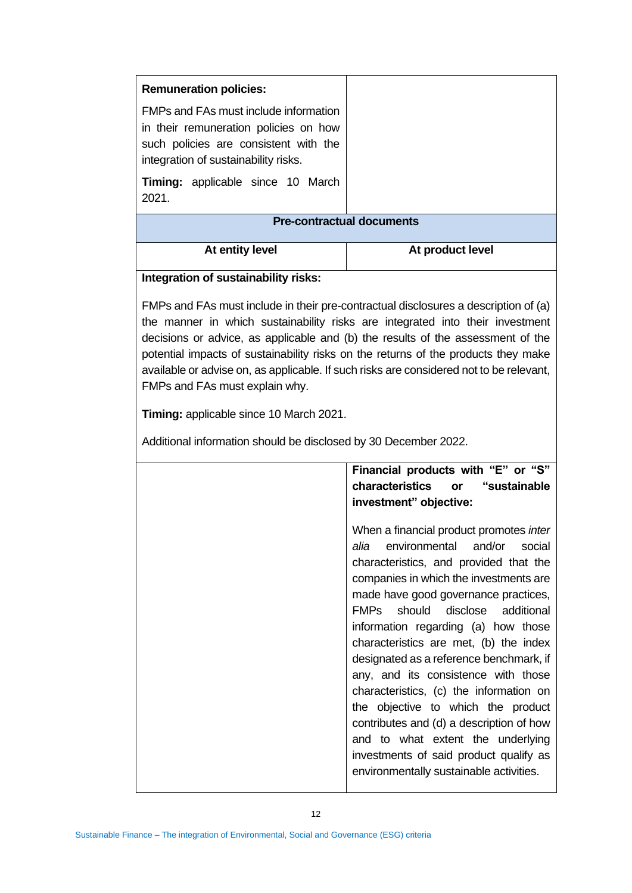| **Remuneration policies:**<br><br>FMPs and FAs must include information in their remuneration policies on how such policies are consistent with the integration of sustainability risks.<br><br>**Timing:** applicable since 10 March 2021. | |
| --- | --- |
| **Pre-contractual documents** | |
| **At entity level** | **At product level** |
| **Integration of sustainability risks:**<br><br>FMPs and FAs must include in their pre-contractual disclosures a description of (a) the manner in which sustainability risks are integrated into their investment decisions or advice, as applicable and (b) the results of the assessment of the potential impacts of sustainability risks on the returns of the products they make available or advise on, as applicable. If such risks are considered not to be relevant, FMPs and FAs must explain why.<br><br>**Timing:** applicable since 10 March 2021.<br><br>Additional information should be disclosed by 30 December 2022. | |
| | **Financial products with "E" or "S" characteristics or "sustainable investment" objective:**<br><br>When a financial product promotes *inter alia* environmental and/or social characteristics, and provided that the companies in which the investments are made have good governance practices, FMPs should disclose additional information regarding (a) how those characteristics are met, (b) the index designated as a reference benchmark, if any, and its consistence with those characteristics, (c) the information on the objective to which the product contributes and (d) a description of how and to what extent the underlying investments of said product qualify as environmentally sustainable activities. |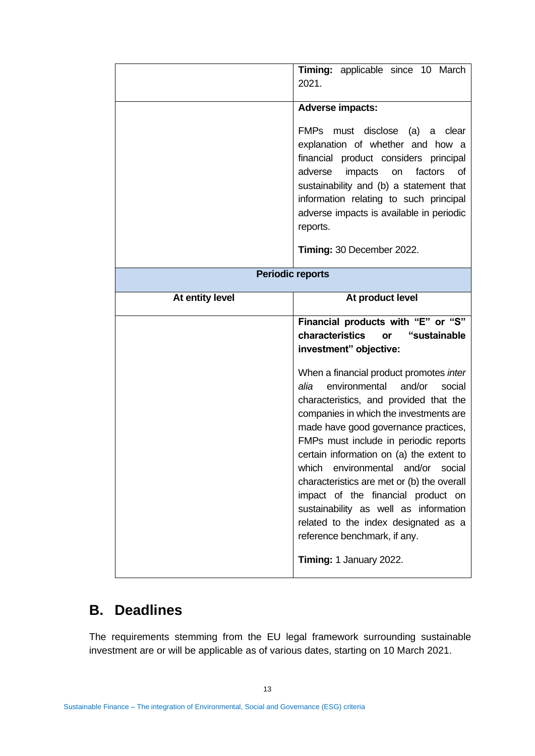| | |
|---|---|
| | **Timing:** applicable since 10 March 2021. |
| | **Adverse impacts:**<br><br>FMPs must disclose (a) a clear explanation of whether and how a financial product considers principal adverse impacts on factors of sustainability and (b) a statement that information relating to such principal adverse impacts is available in periodic reports.<br><br>**Timing:** 30 December 2022. |
| **Periodic reports** | |
| **At entity level** | **At product level** |
| | **Financial products with "E" or "S" characteristics or "sustainable investment" objective:**<br><br>When a financial product promotes *inter alia* environmental and/or social characteristics, and provided that the companies in which the investments are made have good governance practices, FMPs must include in periodic reports certain information on (a) the extent to which environmental and/or social characteristics are met or (b) the overall impact of the financial product on sustainability as well as information related to the index designated as a reference benchmark, if any.<br><br>**Timing:** 1 January 2022. |

## B. Deadlines

The requirements stemming from the EU legal framework surrounding sustainable investment are or will be applicable as of various dates, starting on 10 March 2021.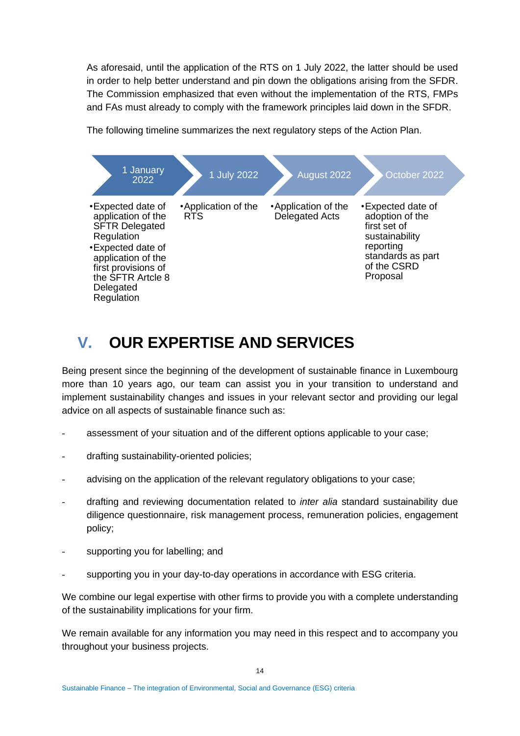As aforesaid, until the application of the RTS on 1 July 2022, the latter should be used in order to help better understand and pin down the obligations arising from the SFDR. The Commission emphasized that even without the implementation of the RTS, FMPs and FAs must already to comply with the framework principles laid down in the SFDR.

The following timeline summarizes the next regulatory steps of the Action Plan.

| 1 January 2022 | 1 July 2022 | August 2022 | October 2022 |
|---|---|---|---|
| • Expected date of application of the SFTR Delegated Regulation<br>• Expected date of application of the first provisions of the SFTR Artcle 8 Delegated Regulation | • Application of the RTS | • Application of the Delegated Acts | • Expected date of adoption of the first set of sustainability reporting standards as part of the CSRD Proposal |

## V. OUR EXPERTISE AND SERVICES

Being present since the beginning of the development of sustainable finance in Luxembourg more than 10 years ago, our team can assist you in your transition to understand and implement sustainability changes and issues in your relevant sector and providing our legal advice on all aspects of sustainable finance such as:

- assessment of your situation and of the different options applicable to your case;
- drafting sustainability-oriented policies;
- advising on the application of the relevant regulatory obligations to your case;
- drafting and reviewing documentation related to *inter alia* standard sustainability due diligence questionnaire, risk management process, remuneration policies, engagement policy;
- supporting you for labelling; and
- supporting you in your day-to-day operations in accordance with ESG criteria.

We combine our legal expertise with other firms to provide you with a complete understanding of the sustainability implications for your firm.

We remain available for any information you may need in this respect and to accompany you throughout your business projects.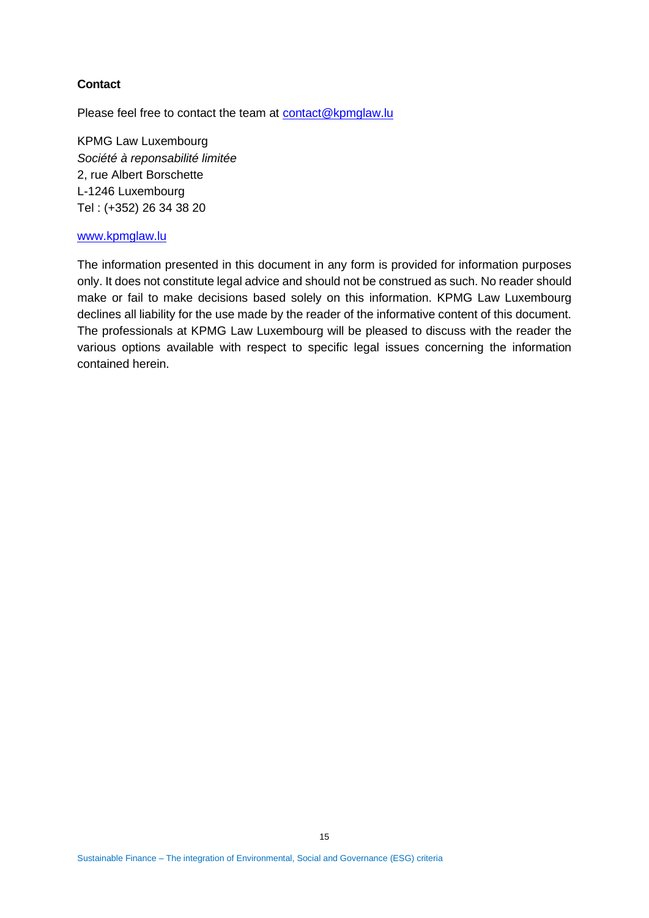**Contact**

Please feel free to contact the team at contact@kpmglaw.lu

KPMG Law Luxembourg  
*Société à reponsabilité limitée*  
2, rue Albert Borschette  
L-1246 Luxembourg  
Tel : (+352) 26 34 38 20

www.kpmglaw.lu

The information presented in this document in any form is provided for information purposes only. It does not constitute legal advice and should not be construed as such. No reader should make or fail to make decisions based solely on this information. KPMG Law Luxembourg declines all liability for the use made by the reader of the informative content of this document. The professionals at KPMG Law Luxembourg will be pleased to discuss with the reader the various options available with respect to specific legal issues concerning the information contained herein.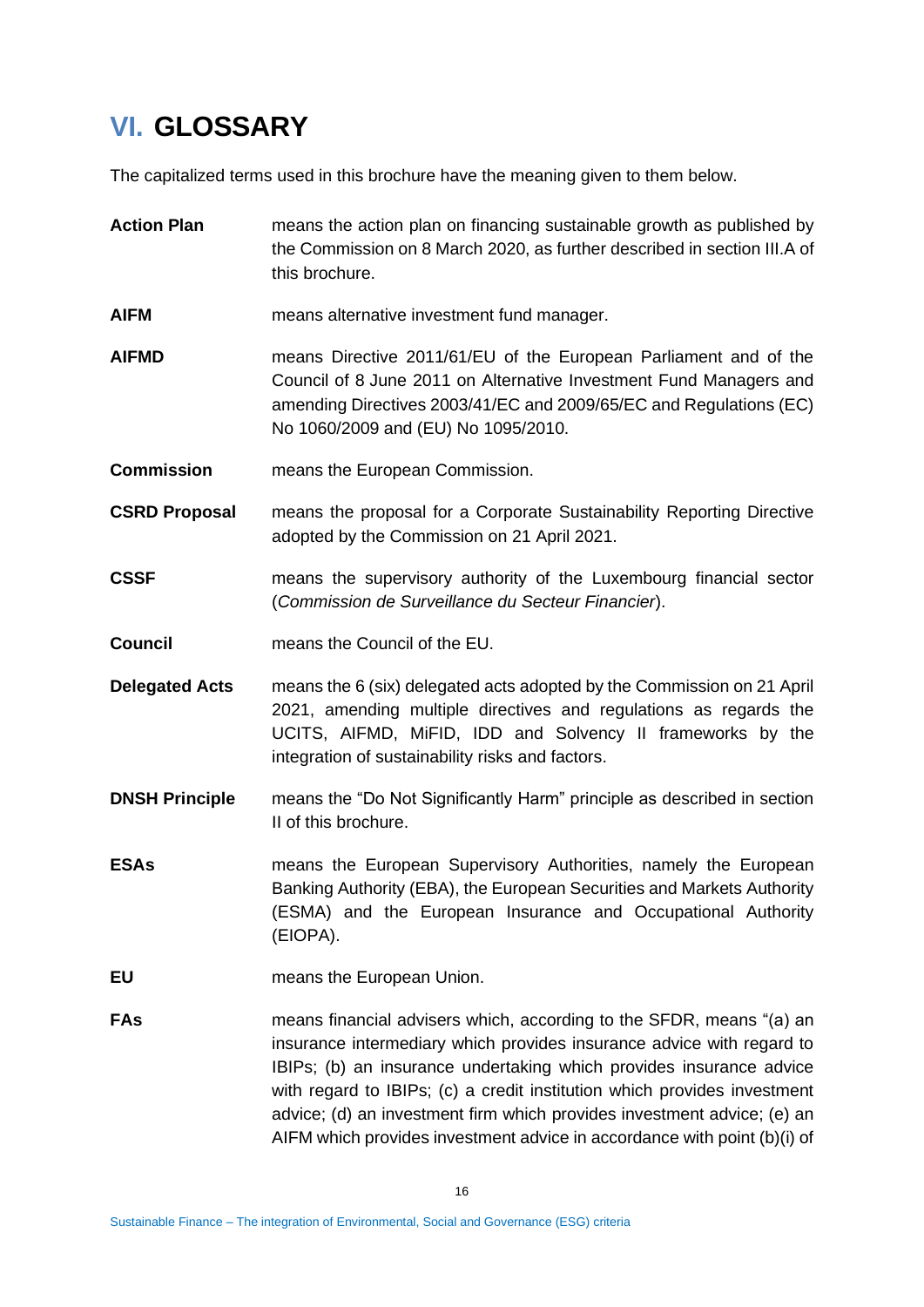# VI. GLOSSARY

The capitalized terms used in this brochure have the meaning given to them below.

**Action Plan** means the action plan on financing sustainable growth as published by the Commission on 8 March 2020, as further described in section III.A of this brochure.

**AIFM** means alternative investment fund manager.

**AIFMD** means Directive 2011/61/EU of the European Parliament and of the Council of 8 June 2011 on Alternative Investment Fund Managers and amending Directives 2003/41/EC and 2009/65/EC and Regulations (EC) No 1060/2009 and (EU) No 1095/2010.

**Commission** means the European Commission.

**CSRD Proposal** means the proposal for a Corporate Sustainability Reporting Directive adopted by the Commission on 21 April 2021.

**CSSF** means the supervisory authority of the Luxembourg financial sector (*Commission de Surveillance du Secteur Financier*).

**Council** means the Council of the EU.

**Delegated Acts** means the 6 (six) delegated acts adopted by the Commission on 21 April 2021, amending multiple directives and regulations as regards the UCITS, AIFMD, MiFID, IDD and Solvency II frameworks by the integration of sustainability risks and factors.

**DNSH Principle** means the "Do Not Significantly Harm" principle as described in section II of this brochure.

**ESAs** means the European Supervisory Authorities, namely the European Banking Authority (EBA), the European Securities and Markets Authority (ESMA) and the European Insurance and Occupational Authority (EIOPA).

**EU** means the European Union.

**FAs** means financial advisers which, according to the SFDR, means "(a) an insurance intermediary which provides insurance advice with regard to IBIPs; (b) an insurance undertaking which provides insurance advice with regard to IBIPs; (c) a credit institution which provides investment advice; (d) an investment firm which provides investment advice; (e) an AIFM which provides investment advice in accordance with point (b)(i) of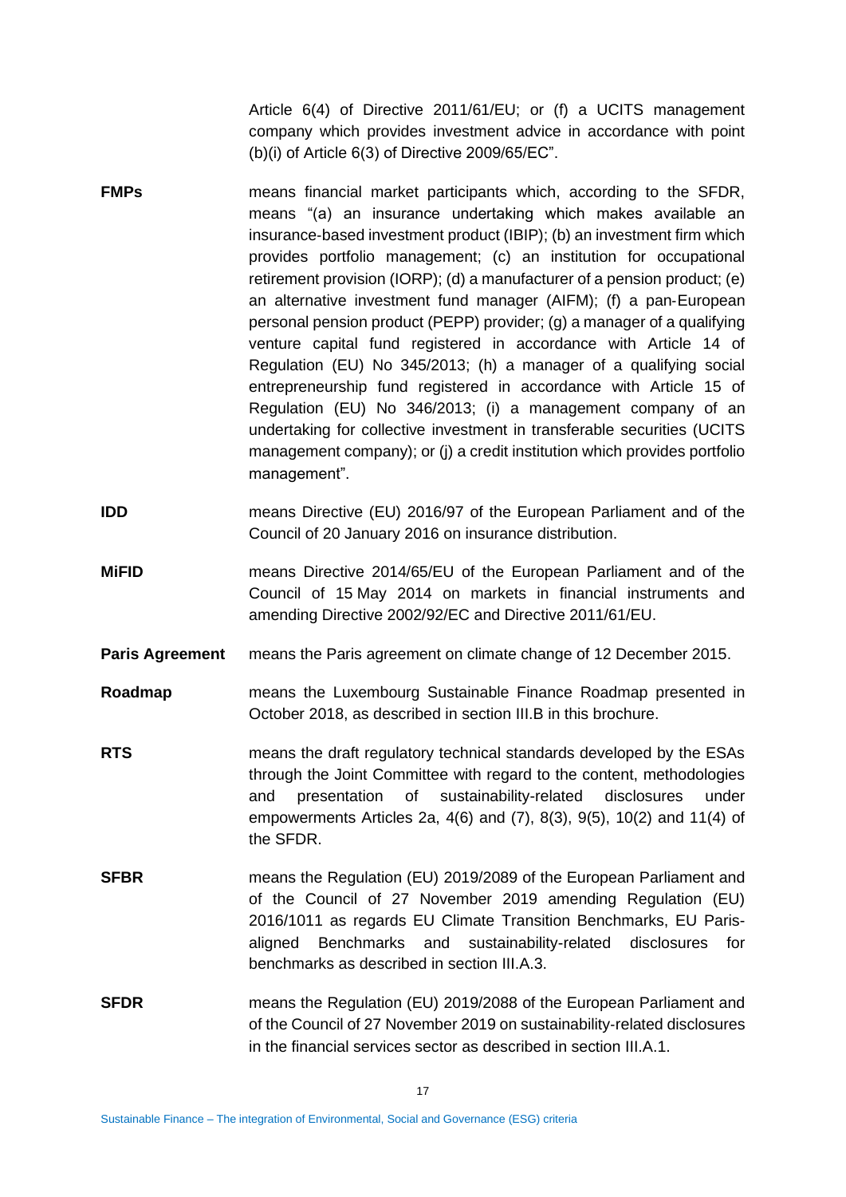Article 6(4) of Directive 2011/61/EU; or (f) a UCITS management company which provides investment advice in accordance with point (b)(i) of Article 6(3) of Directive 2009/65/EC".

| | |
|---|---|
| **FMPs** | means financial market participants which, according to the SFDR, means "(a) an insurance undertaking which makes available an insurance-based investment product (IBIP); (b) an investment firm which provides portfolio management; (c) an institution for occupational retirement provision (IORP); (d) a manufacturer of a pension product; (e) an alternative investment fund manager (AIFM); (f) a pan-European personal pension product (PEPP) provider; (g) a manager of a qualifying venture capital fund registered in accordance with Article 14 of Regulation (EU) No 345/2013; (h) a manager of a qualifying social entrepreneurship fund registered in accordance with Article 15 of Regulation (EU) No 346/2013; (i) a management company of an undertaking for collective investment in transferable securities (UCITS management company); or (j) a credit institution which provides portfolio management". |
| **IDD** | means Directive (EU) 2016/97 of the European Parliament and of the Council of 20 January 2016 on insurance distribution. |
| **MiFID** | means Directive 2014/65/EU of the European Parliament and of the Council of 15 May 2014 on markets in financial instruments and amending Directive 2002/92/EC and Directive 2011/61/EU. |
| **Paris Agreement** | means the Paris agreement on climate change of 12 December 2015. |
| **Roadmap** | means the Luxembourg Sustainable Finance Roadmap presented in October 2018, as described in section III.B in this brochure. |
| **RTS** | means the draft regulatory technical standards developed by the ESAs through the Joint Committee with regard to the content, methodologies and presentation of sustainability-related disclosures under empowerments Articles 2a, 4(6) and (7), 8(3), 9(5), 10(2) and 11(4) of the SFDR. |
| **SFBR** | means the Regulation (EU) 2019/2089 of the European Parliament and of the Council of 27 November 2019 amending Regulation (EU) 2016/1011 as regards EU Climate Transition Benchmarks, EU Paris-aligned Benchmarks and sustainability-related disclosures for benchmarks as described in section III.A.3. |
| **SFDR** | means the Regulation (EU) 2019/2088 of the European Parliament and of the Council of 27 November 2019 on sustainability-related disclosures in the financial services sector as described in section III.A.1. |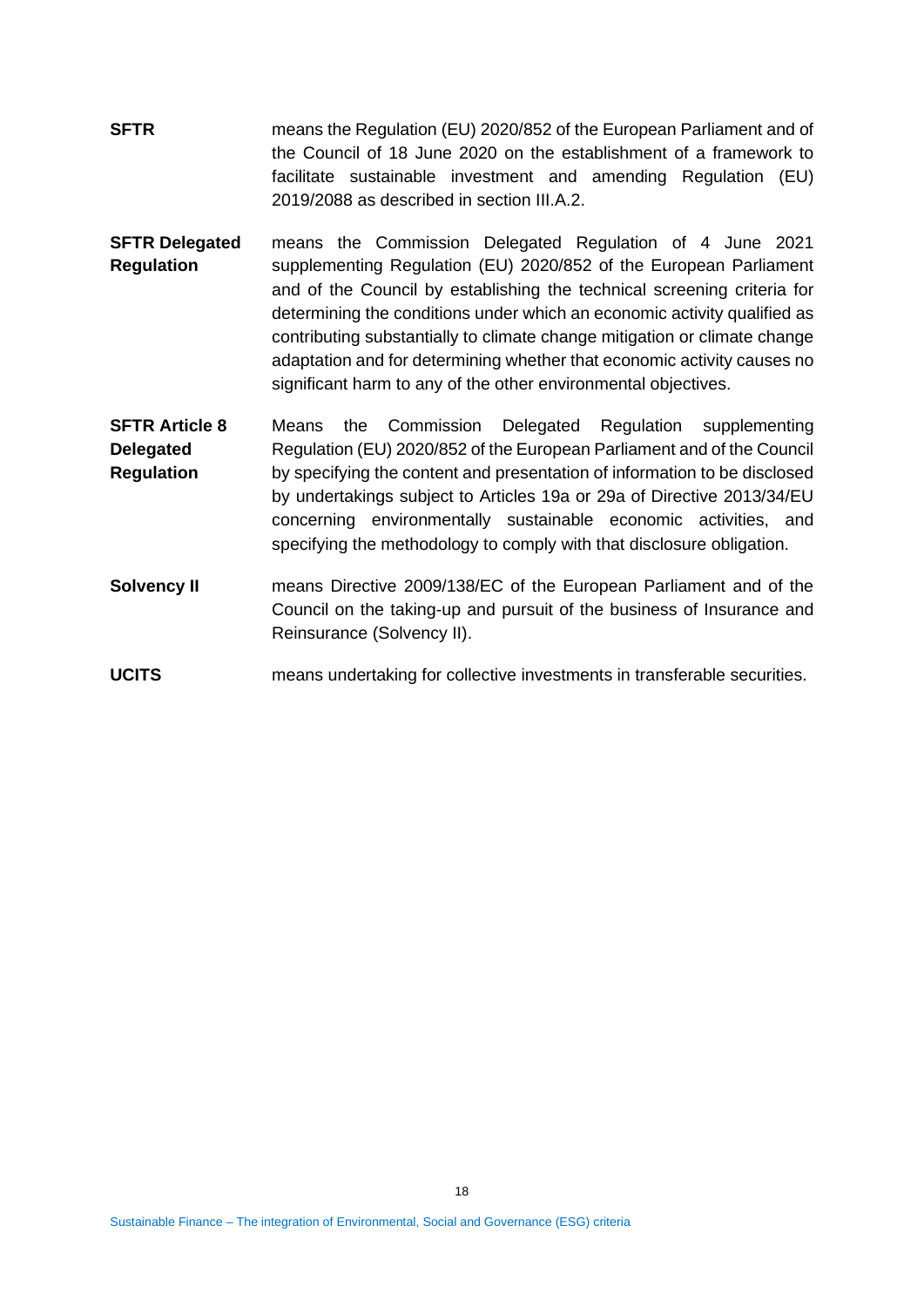**SFTR** means the Regulation (EU) 2020/852 of the European Parliament and of the Council of 18 June 2020 on the establishment of a framework to facilitate sustainable investment and amending Regulation (EU) 2019/2088 as described in section III.A.2.

**SFTR Delegated Regulation** means the Commission Delegated Regulation of 4 June 2021 supplementing Regulation (EU) 2020/852 of the European Parliament and of the Council by establishing the technical screening criteria for determining the conditions under which an economic activity qualified as contributing substantially to climate change mitigation or climate change adaptation and for determining whether that economic activity causes no significant harm to any of the other environmental objectives.

**SFTR Article 8 Delegated Regulation** Means the Commission Delegated Regulation supplementing Regulation (EU) 2020/852 of the European Parliament and of the Council by specifying the content and presentation of information to be disclosed by undertakings subject to Articles 19a or 29a of Directive 2013/34/EU concerning environmentally sustainable economic activities, and specifying the methodology to comply with that disclosure obligation.

**Solvency II** means Directive 2009/138/EC of the European Parliament and of the Council on the taking-up and pursuit of the business of Insurance and Reinsurance (Solvency II).

**UCITS** means undertaking for collective investments in transferable securities.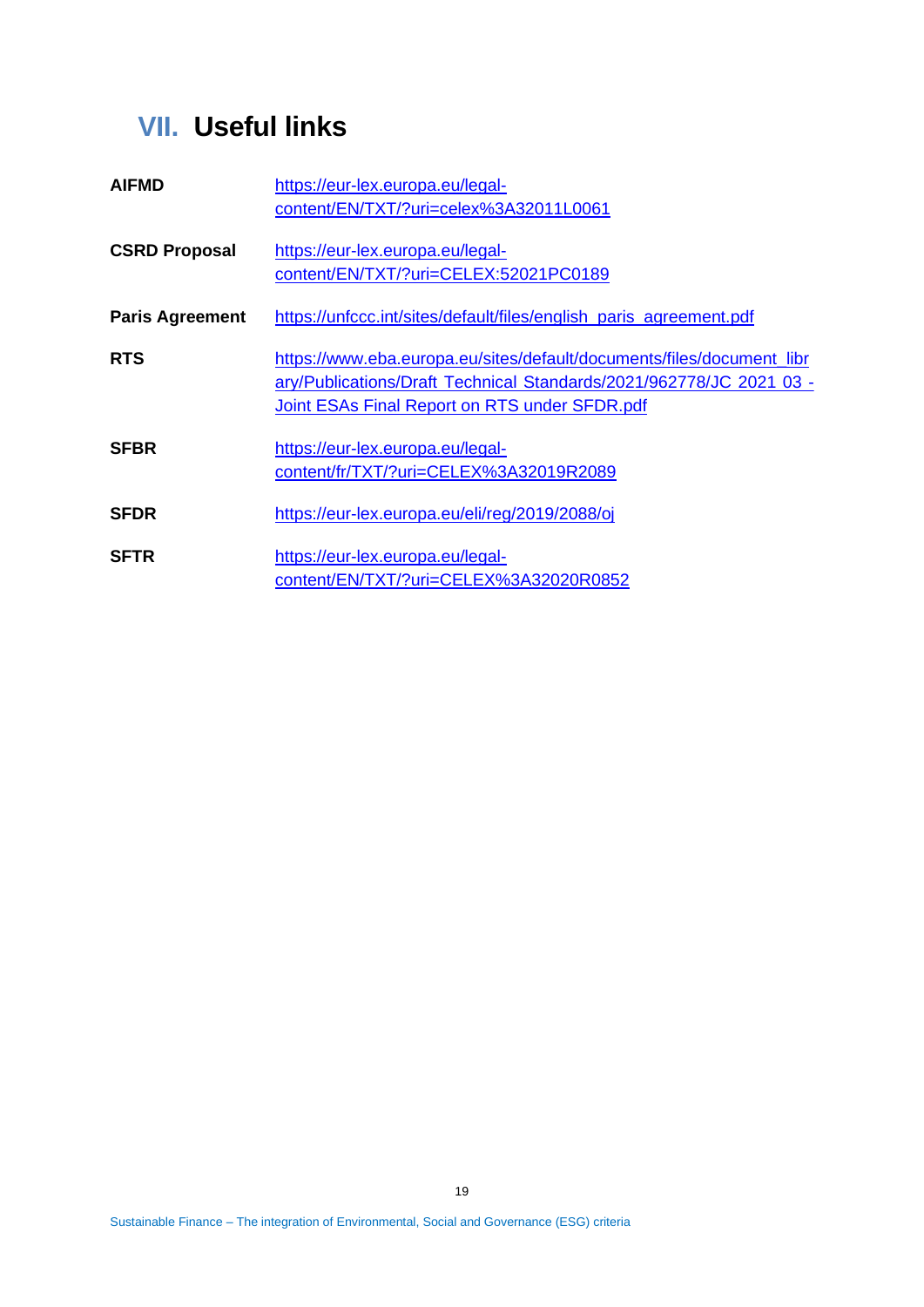# VII. Useful links

| | |
|---|---|
| **AIFMD** | https://eur-lex.europa.eu/legal-content/EN/TXT/?uri=celex%3A32011L0061 |
| **CSRD Proposal** | https://eur-lex.europa.eu/legal-content/EN/TXT/?uri=CELEX:52021PC0189 |
| **Paris Agreement** | https://unfccc.int/sites/default/files/english_paris_agreement.pdf |
| **RTS** | https://www.eba.europa.eu/sites/default/documents/files/document_library/Publications/Draft Technical Standards/2021/962778/JC 2021 03 - Joint ESAs Final Report on RTS under SFDR.pdf |
| **SFBR** | https://eur-lex.europa.eu/legal-content/fr/TXT/?uri=CELEX%3A32019R2089 |
| **SFDR** | https://eur-lex.europa.eu/eli/reg/2019/2088/oj |
| **SFTR** | https://eur-lex.europa.eu/legal-content/EN/TXT/?uri=CELEX%3A32020R0852 |